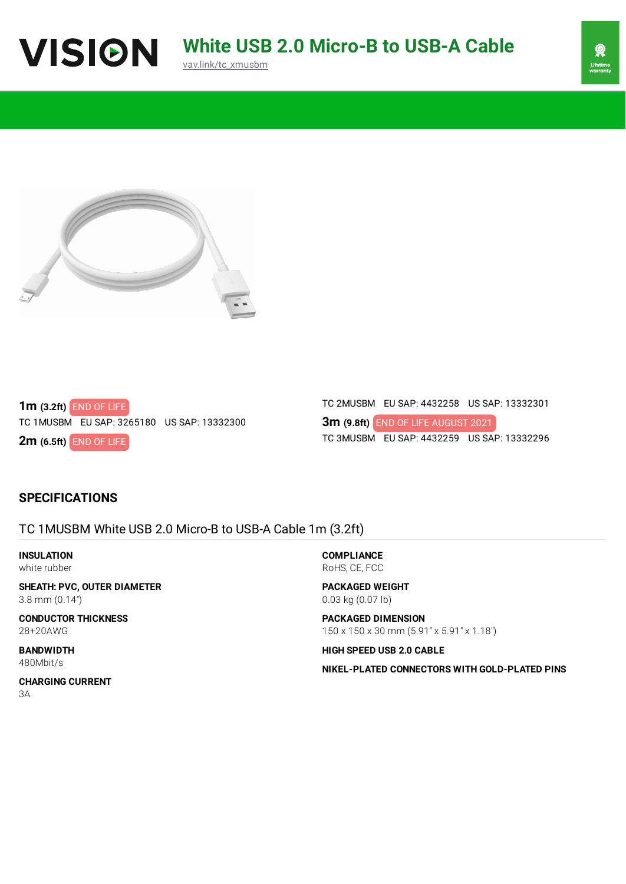# VISION

## White USB 2.0 Micro-B to USB-A Cable

vav.link/tc_xmusbm

Lifetime warranty

**1m** (3.2ft) END OF LIFE
TC 1MUSBM EU SAP: 3265180 US SAP: 13332300

**2m** (6.5ft) END OF LIFE
TC 2MUSBM EU SAP: 4432258 US SAP: 13332301

**3m** (9.8ft) END OF LIFE AUGUST 2021
TC 3MUSBM EU SAP: 4432259 US SAP: 13332296

## SPECIFICATIONS

### TC 1MUSBM White USB 2.0 Micro-B to USB-A Cable 1m (3.2ft)

**INSULATION**
white rubber

**SHEATH: PVC, OUTER DIAMETER**
3.8 mm (0.14")

**CONDUCTOR THICKNESS**
28+20AWG

**BANDWIDTH**
480Mbit/s

**CHARGING CURRENT**
3A

**COMPLIANCE**
RoHS, CE, FCC

**PACKAGED WEIGHT**
0.03 kg (0.07 lb)

**PACKAGED DIMENSION**
150 x 150 x 30 mm (5.91" x 5.91" x 1.18")

**HIGH SPEED USB 2.0 CABLE**

**NIKEL-PLATED CONNECTORS WITH GOLD-PLATED PINS**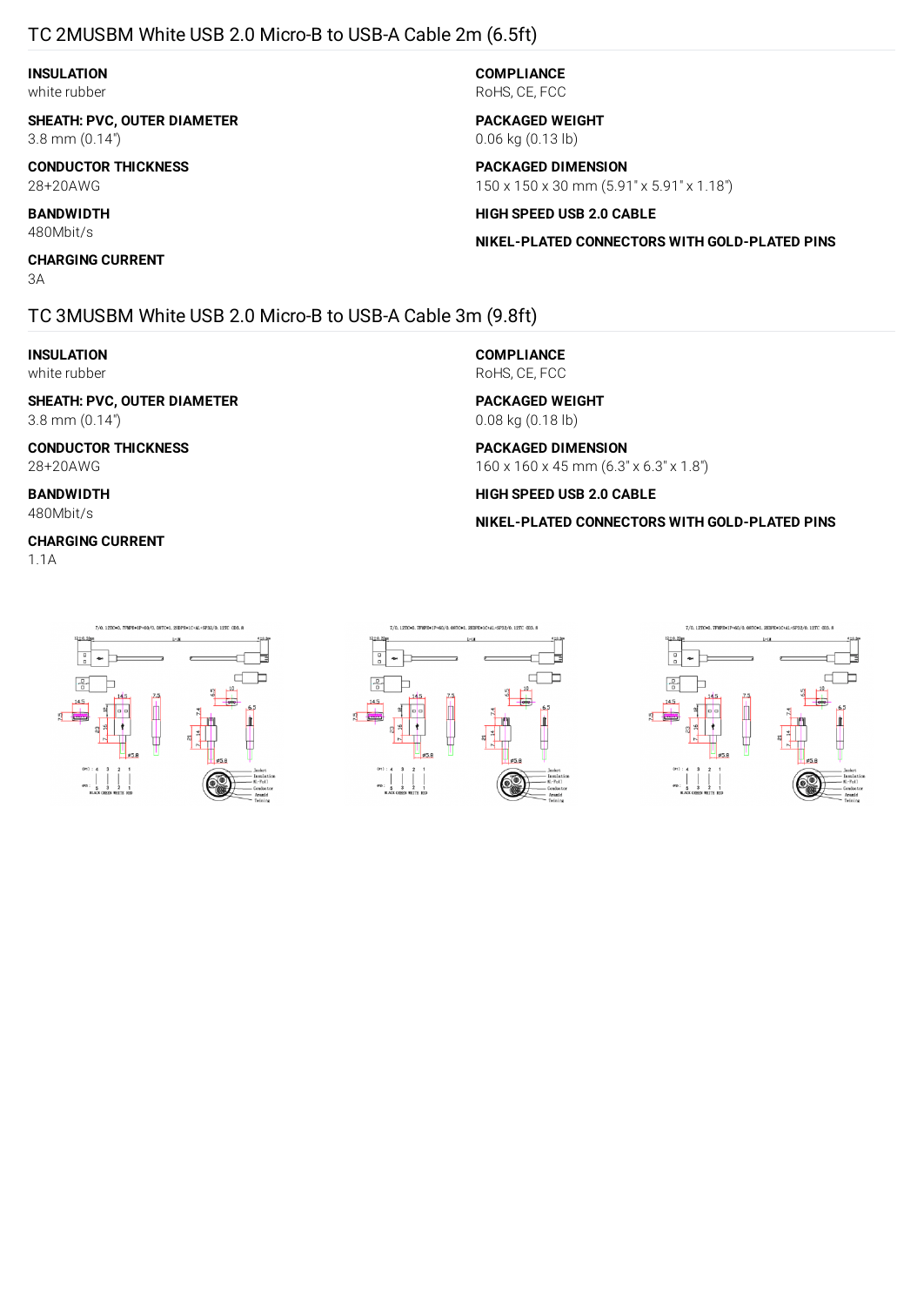## TC 2MUSBM White USB 2.0 Micro-B to USB-A Cable 2m (6.5ft)

**INSULATION**
white rubber

**SHEATH: PVC, OUTER DIAMETER**
3.8 mm (0.14")

**CONDUCTOR THICKNESS**
28+20AWG

**BANDWIDTH**
480Mbit/s

**CHARGING CURRENT**
3A

**COMPLIANCE**
RoHS, CE, FCC

**PACKAGED WEIGHT**
0.06 kg (0.13 lb)

**PACKAGED DIMENSION**
150 x 150 x 30 mm (5.91" x 5.91" x 1.18")

**HIGH SPEED USB 2.0 CABLE**

**NIKEL-PLATED CONNECTORS WITH GOLD-PLATED PINS**

## TC 3MUSBM White USB 2.0 Micro-B to USB-A Cable 3m (9.8ft)

**INSULATION**
white rubber

**SHEATH: PVC, OUTER DIAMETER**
3.8 mm (0.14")

**CONDUCTOR THICKNESS**
28+20AWG

**BANDWIDTH**
480Mbit/s

**CHARGING CURRENT**
1.1A

**COMPLIANCE**
RoHS, CE, FCC

**PACKAGED WEIGHT**
0.08 kg (0.18 lb)

**PACKAGED DIMENSION**
160 x 160 x 45 mm (6.3" x 6.3" x 1.8")

**HIGH SPEED USB 2.0 CABLE**

**NIKEL-PLATED CONNECTORS WITH GOLD-PLATED PINS**